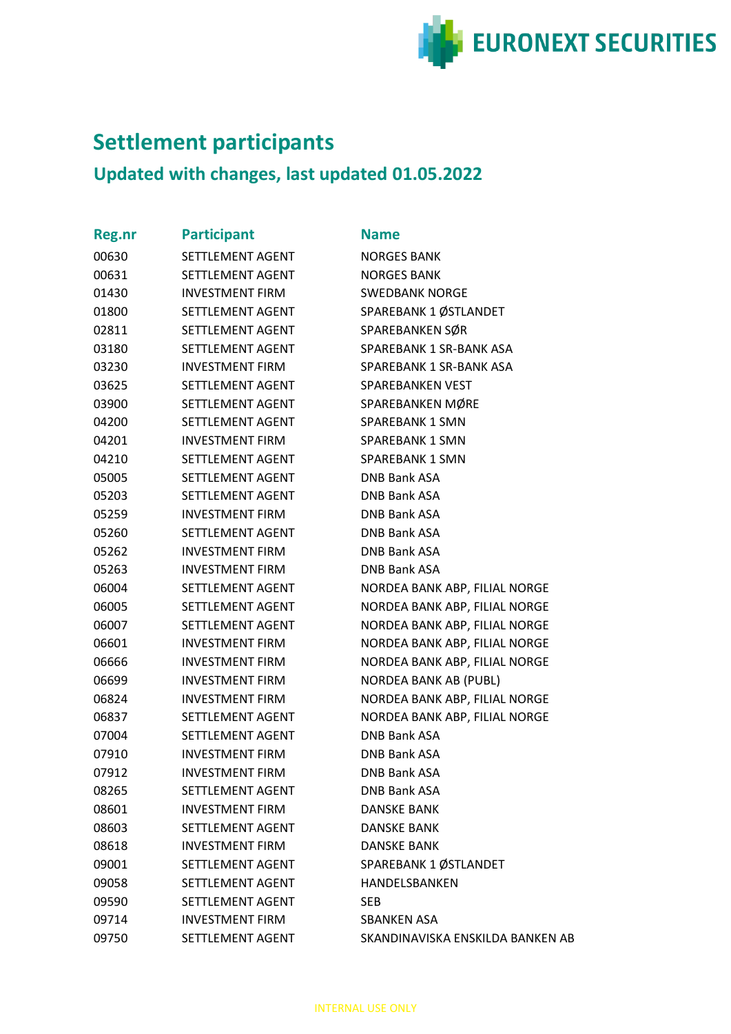# Settlement participants

## Updated with changes, last updated 01.05.2022

| Reg.nr | Participant | Name |
|---|---|---|
| 00630 | SETTLEMENT AGENT | NORGES BANK |
| 00631 | SETTLEMENT AGENT | NORGES BANK |
| 01430 | INVESTMENT FIRM | SWEDBANK NORGE |
| 01800 | SETTLEMENT AGENT | SPAREBANK 1 ØSTLANDET |
| 02811 | SETTLEMENT AGENT | SPAREBANKEN SØR |
| 03180 | SETTLEMENT AGENT | SPAREBANK 1 SR-BANK ASA |
| 03230 | INVESTMENT FIRM | SPAREBANK 1 SR-BANK ASA |
| 03625 | SETTLEMENT AGENT | SPAREBANKEN VEST |
| 03900 | SETTLEMENT AGENT | SPAREBANKEN MØRE |
| 04200 | SETTLEMENT AGENT | SPAREBANK 1 SMN |
| 04201 | INVESTMENT FIRM | SPAREBANK 1 SMN |
| 04210 | SETTLEMENT AGENT | SPAREBANK 1 SMN |
| 05005 | SETTLEMENT AGENT | DNB Bank ASA |
| 05203 | SETTLEMENT AGENT | DNB Bank ASA |
| 05259 | INVESTMENT FIRM | DNB Bank ASA |
| 05260 | SETTLEMENT AGENT | DNB Bank ASA |
| 05262 | INVESTMENT FIRM | DNB Bank ASA |
| 05263 | INVESTMENT FIRM | DNB Bank ASA |
| 06004 | SETTLEMENT AGENT | NORDEA BANK ABP, FILIAL NORGE |
| 06005 | SETTLEMENT AGENT | NORDEA BANK ABP, FILIAL NORGE |
| 06007 | SETTLEMENT AGENT | NORDEA BANK ABP, FILIAL NORGE |
| 06601 | INVESTMENT FIRM | NORDEA BANK ABP, FILIAL NORGE |
| 06666 | INVESTMENT FIRM | NORDEA BANK ABP, FILIAL NORGE |
| 06699 | INVESTMENT FIRM | NORDEA BANK AB (PUBL) |
| 06824 | INVESTMENT FIRM | NORDEA BANK ABP, FILIAL NORGE |
| 06837 | SETTLEMENT AGENT | NORDEA BANK ABP, FILIAL NORGE |
| 07004 | SETTLEMENT AGENT | DNB Bank ASA |
| 07910 | INVESTMENT FIRM | DNB Bank ASA |
| 07912 | INVESTMENT FIRM | DNB Bank ASA |
| 08265 | SETTLEMENT AGENT | DNB Bank ASA |
| 08601 | INVESTMENT FIRM | DANSKE BANK |
| 08603 | SETTLEMENT AGENT | DANSKE BANK |
| 08618 | INVESTMENT FIRM | DANSKE BANK |
| 09001 | SETTLEMENT AGENT | SPAREBANK 1 ØSTLANDET |
| 09058 | SETTLEMENT AGENT | HANDELSBANKEN |
| 09590 | SETTLEMENT AGENT | SEB |
| 09714 | INVESTMENT FIRM | SBANKEN ASA |
| 09750 | SETTLEMENT AGENT | SKANDINAVISKA ENSKILDA BANKEN AB |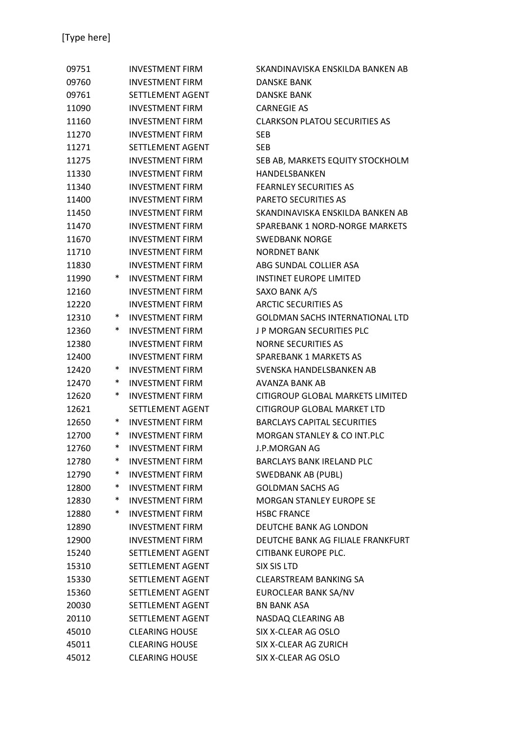| | | | |
|---|---|---|---|
| 09751 | | INVESTMENT FIRM | SKANDINAVISKA ENSKILDA BANKEN AB |
| 09760 | | INVESTMENT FIRM | DANSKE BANK |
| 09761 | | SETTLEMENT AGENT | DANSKE BANK |
| 11090 | | INVESTMENT FIRM | CARNEGIE AS |
| 11160 | | INVESTMENT FIRM | CLARKSON PLATOU SECURITIES AS |
| 11270 | | INVESTMENT FIRM | SEB |
| 11271 | | SETTLEMENT AGENT | SEB |
| 11275 | | INVESTMENT FIRM | SEB AB, MARKETS EQUITY STOCKHOLM |
| 11330 | | INVESTMENT FIRM | HANDELSBANKEN |
| 11340 | | INVESTMENT FIRM | FEARNLEY SECURITIES AS |
| 11400 | | INVESTMENT FIRM | PARETO SECURITIES AS |
| 11450 | | INVESTMENT FIRM | SKANDINAVISKA ENSKILDA BANKEN AB |
| 11470 | | INVESTMENT FIRM | SPAREBANK 1 NORD-NORGE MARKETS |
| 11670 | | INVESTMENT FIRM | SWEDBANK NORGE |
| 11710 | | INVESTMENT FIRM | NORDNET BANK |
| 11830 | | INVESTMENT FIRM | ABG SUNDAL COLLIER ASA |
| 11990 | * | INVESTMENT FIRM | INSTINET EUROPE LIMITED |
| 12160 | | INVESTMENT FIRM | SAXO BANK A/S |
| 12220 | | INVESTMENT FIRM | ARCTIC SECURITIES AS |
| 12310 | * | INVESTMENT FIRM | GOLDMAN SACHS INTERNATIONAL LTD |
| 12360 | * | INVESTMENT FIRM | J P MORGAN SECURITIES PLC |
| 12380 | | INVESTMENT FIRM | NORNE SECURITIES AS |
| 12400 | | INVESTMENT FIRM | SPAREBANK 1 MARKETS AS |
| 12420 | * | INVESTMENT FIRM | SVENSKA HANDELSBANKEN AB |
| 12470 | * | INVESTMENT FIRM | AVANZA BANK AB |
| 12620 | * | INVESTMENT FIRM | CITIGROUP GLOBAL MARKETS LIMITED |
| 12621 | | SETTLEMENT AGENT | CITIGROUP GLOBAL MARKET LTD |
| 12650 | * | INVESTMENT FIRM | BARCLAYS CAPITAL SECURITIES |
| 12700 | * | INVESTMENT FIRM | MORGAN STANLEY & CO INT.PLC |
| 12760 | * | INVESTMENT FIRM | J.P.MORGAN AG |
| 12780 | * | INVESTMENT FIRM | BARCLAYS BANK IRELAND PLC |
| 12790 | * | INVESTMENT FIRM | SWEDBANK AB (PUBL) |
| 12800 | * | INVESTMENT FIRM | GOLDMAN SACHS AG |
| 12830 | * | INVESTMENT FIRM | MORGAN STANLEY EUROPE SE |
| 12880 | * | INVESTMENT FIRM | HSBC FRANCE |
| 12890 | | INVESTMENT FIRM | DEUTCHE BANK AG LONDON |
| 12900 | | INVESTMENT FIRM | DEUTCHE BANK AG FILIALE FRANKFURT |
| 15240 | | SETTLEMENT AGENT | CITIBANK EUROPE PLC. |
| 15310 | | SETTLEMENT AGENT | SIX SIS LTD |
| 15330 | | SETTLEMENT AGENT | CLEARSTREAM BANKING SA |
| 15360 | | SETTLEMENT AGENT | EUROCLEAR BANK SA/NV |
| 20030 | | SETTLEMENT AGENT | BN BANK ASA |
| 20110 | | SETTLEMENT AGENT | NASDAQ CLEARING AB |
| 45010 | | CLEARING HOUSE | SIX X-CLEAR AG OSLO |
| 45011 | | CLEARING HOUSE | SIX X-CLEAR AG ZURICH |
| 45012 | | CLEARING HOUSE | SIX X-CLEAR AG OSLO |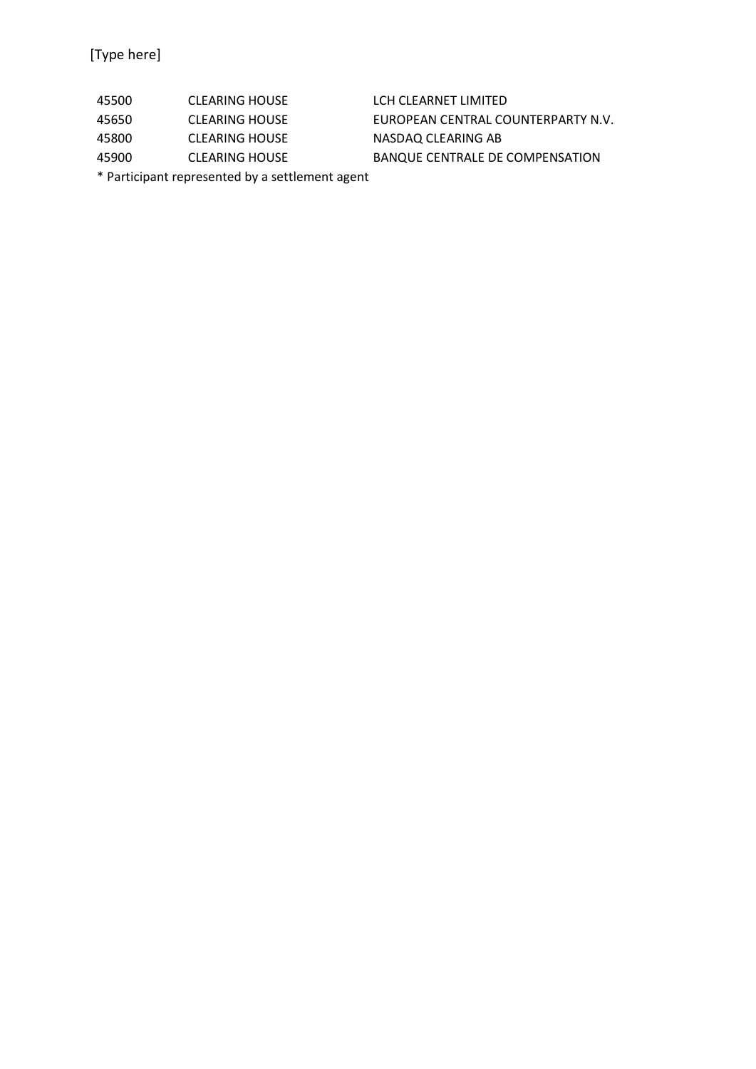[Type here]

| | | |
|---|---|---|
| 45500 | CLEARING HOUSE | LCH CLEARNET LIMITED |
| 45650 | CLEARING HOUSE | EUROPEAN CENTRAL COUNTERPARTY N.V. |
| 45800 | CLEARING HOUSE | NASDAQ CLEARING AB |
| 45900 | CLEARING HOUSE | BANQUE CENTRALE DE COMPENSATION |

* Participant represented by a settlement agent